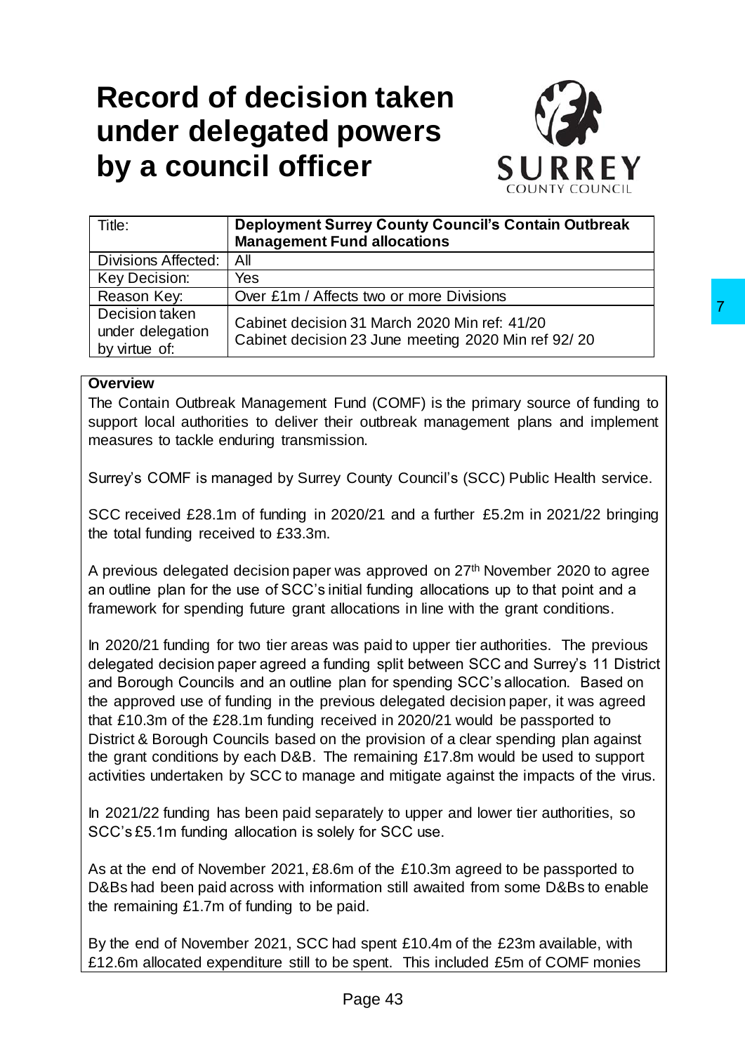# Record of decision taken under delegated powers by a council officer

| Title: | **Deployment Surrey County Council's Contain Outbreak Management Fund allocations** |
|---|---|
| Divisions Affected: | All |
| Key Decision: | Yes |
| Reason Key: | Over £1m / Affects two or more Divisions |
| Decision taken under delegation by virtue of: | Cabinet decision 31 March 2020 Min ref: 41/20<br>Cabinet decision 23 June meeting 2020 Min ref 92/ 20 |

**Overview**

The Contain Outbreak Management Fund (COMF) is the primary source of funding to support local authorities to deliver their outbreak management plans and implement measures to tackle enduring transmission.

Surrey's COMF is managed by Surrey County Council's (SCC) Public Health service.

SCC received £28.1m of funding in 2020/21 and a further £5.2m in 2021/22 bringing the total funding received to £33.3m.

A previous delegated decision paper was approved on 27th November 2020 to agree an outline plan for the use of SCC's initial funding allocations up to that point and a framework for spending future grant allocations in line with the grant conditions.

In 2020/21 funding for two tier areas was paid to upper tier authorities. The previous delegated decision paper agreed a funding split between SCC and Surrey's 11 District and Borough Councils and an outline plan for spending SCC's allocation. Based on the approved use of funding in the previous delegated decision paper, it was agreed that £10.3m of the £28.1m funding received in 2020/21 would be passported to District & Borough Councils based on the provision of a clear spending plan against the grant conditions by each D&B. The remaining £17.8m would be used to support activities undertaken by SCC to manage and mitigate against the impacts of the virus.

In 2021/22 funding has been paid separately to upper and lower tier authorities, so SCC's £5.1m funding allocation is solely for SCC use.

As at the end of November 2021, £8.6m of the £10.3m agreed to be passported to D&Bs had been paid across with information still awaited from some D&Bs to enable the remaining £1.7m of funding to be paid.

By the end of November 2021, SCC had spent £10.4m of the £23m available, with £12.6m allocated expenditure still to be spent. This included £5m of COMF monies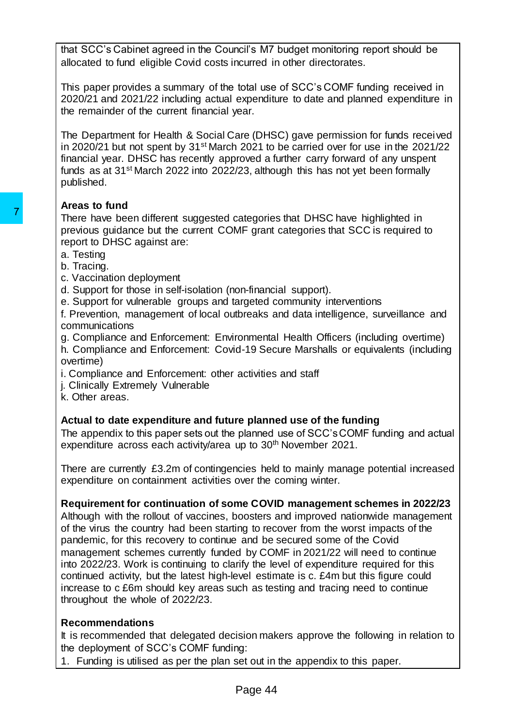that SCC's Cabinet agreed in the Council's M7 budget monitoring report should be allocated to fund eligible Covid costs incurred in other directorates.

This paper provides a summary of the total use of SCC's COMF funding received in 2020/21 and 2021/22 including actual expenditure to date and planned expenditure in the remainder of the current financial year.

The Department for Health & Social Care (DHSC) gave permission for funds received in 2020/21 but not spent by 31st March 2021 to be carried over for use in the 2021/22 financial year. DHSC has recently approved a further carry forward of any unspent funds as at 31st March 2022 into 2022/23, although this has not yet been formally published.

**Areas to fund**

There have been different suggested categories that DHSC have highlighted in previous guidance but the current COMF grant categories that SCC is required to report to DHSC against are:

a. Testing
b. Tracing.
c. Vaccination deployment
d. Support for those in self-isolation (non-financial support).
e. Support for vulnerable groups and targeted community interventions
f. Prevention, management of local outbreaks and data intelligence, surveillance and communications
g. Compliance and Enforcement: Environmental Health Officers (including overtime)
h. Compliance and Enforcement: Covid-19 Secure Marshalls or equivalents (including overtime)
i. Compliance and Enforcement: other activities and staff
j. Clinically Extremely Vulnerable
k. Other areas.

**Actual to date expenditure and future planned use of the funding**

The appendix to this paper sets out the planned use of SCC's COMF funding and actual expenditure across each activity/area up to 30th November 2021.

There are currently £3.2m of contingencies held to mainly manage potential increased expenditure on containment activities over the coming winter.

**Requirement for continuation of some COVID management schemes in 2022/23**

Although with the rollout of vaccines, boosters and improved nationwide management of the virus the country had been starting to recover from the worst impacts of the pandemic, for this recovery to continue and be secured some of the Covid management schemes currently funded by COMF in 2021/22 will need to continue into 2022/23. Work is continuing to clarify the level of expenditure required for this continued activity, but the latest high-level estimate is c. £4m but this figure could increase to c £6m should key areas such as testing and tracing need to continue throughout the whole of 2022/23.

**Recommendations**

It is recommended that delegated decision makers approve the following in relation to the deployment of SCC's COMF funding:

1. Funding is utilised as per the plan set out in the appendix to this paper.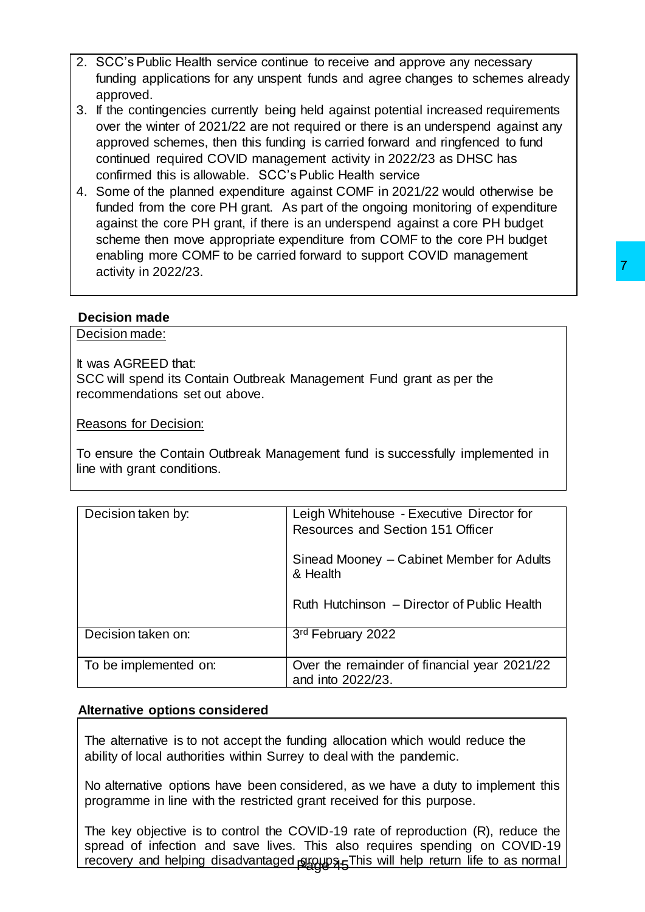2. SCC's Public Health service continue to receive and approve any necessary funding applications for any unspent funds and agree changes to schemes already approved.
3. If the contingencies currently being held against potential increased requirements over the winter of 2021/22 are not required or there is an underspend against any approved schemes, then this funding is carried forward and ringfenced to fund continued required COVID management activity in 2022/23 as DHSC has confirmed this is allowable. SCC's Public Health service
4. Some of the planned expenditure against COMF in 2021/22 would otherwise be funded from the core PH grant. As part of the ongoing monitoring of expenditure against the core PH grant, if there is an underspend against a core PH budget scheme then move appropriate expenditure from COMF to the core PH budget enabling more COMF to be carried forward to support COVID management activity in 2022/23.

**Decision made**

Decision made:

It was AGREED that:
SCC will spend its Contain Outbreak Management Fund grant as per the recommendations set out above.

Reasons for Decision:

To ensure the Contain Outbreak Management fund is successfully implemented in line with grant conditions.

| | |
|---|---|
| Decision taken by: | Leigh Whitehouse - Executive Director for Resources and Section 151 Officer<br><br>Sinead Mooney – Cabinet Member for Adults & Health<br><br>Ruth Hutchinson – Director of Public Health |
| Decision taken on: | 3rd February 2022 |
| To be implemented on: | Over the remainder of financial year 2021/22 and into 2022/23. |

**Alternative options considered**

The alternative is to not accept the funding allocation which would reduce the ability of local authorities within Surrey to deal with the pandemic.

No alternative options have been considered, as we have a duty to implement this programme in line with the restricted grant received for this purpose.

The key objective is to control the COVID-19 rate of reproduction (R), reduce the spread of infection and save lives. This also requires spending on COVID-19 recovery and helping disadvantaged groups. This will help return life to as normal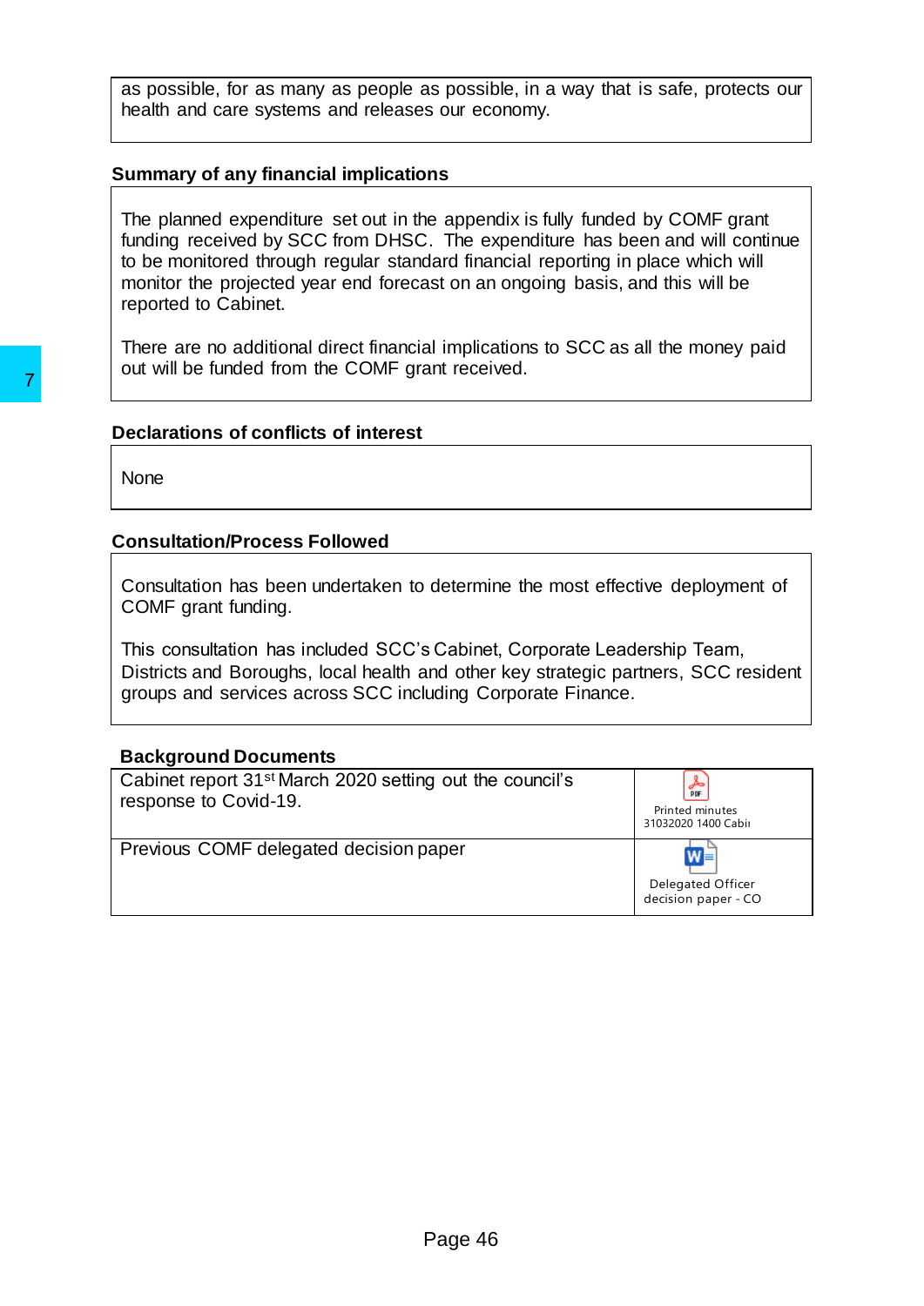as possible, for as many as people as possible, in a way that is safe, protects our health and care systems and releases our economy.

**Summary of any financial implications**

The planned expenditure set out in the appendix is fully funded by COMF grant funding received by SCC from DHSC. The expenditure has been and will continue to be monitored through regular standard financial reporting in place which will monitor the projected year end forecast on an ongoing basis, and this will be reported to Cabinet.

There are no additional direct financial implications to SCC as all the money paid out will be funded from the COMF grant received.

**Declarations of conflicts of interest**

None

**Consultation/Process Followed**

Consultation has been undertaken to determine the most effective deployment of COMF grant funding.

This consultation has included SCC's Cabinet, Corporate Leadership Team, Districts and Boroughs, local health and other key strategic partners, SCC resident groups and services across SCC including Corporate Finance.

**Background Documents**

| | |
|---|---|
| Cabinet report 31st March 2020 setting out the council's response to Covid-19. | Printed minutes 31032020 1400 Cabi |
| Previous COMF delegated decision paper | Delegated Officer decision paper - CO |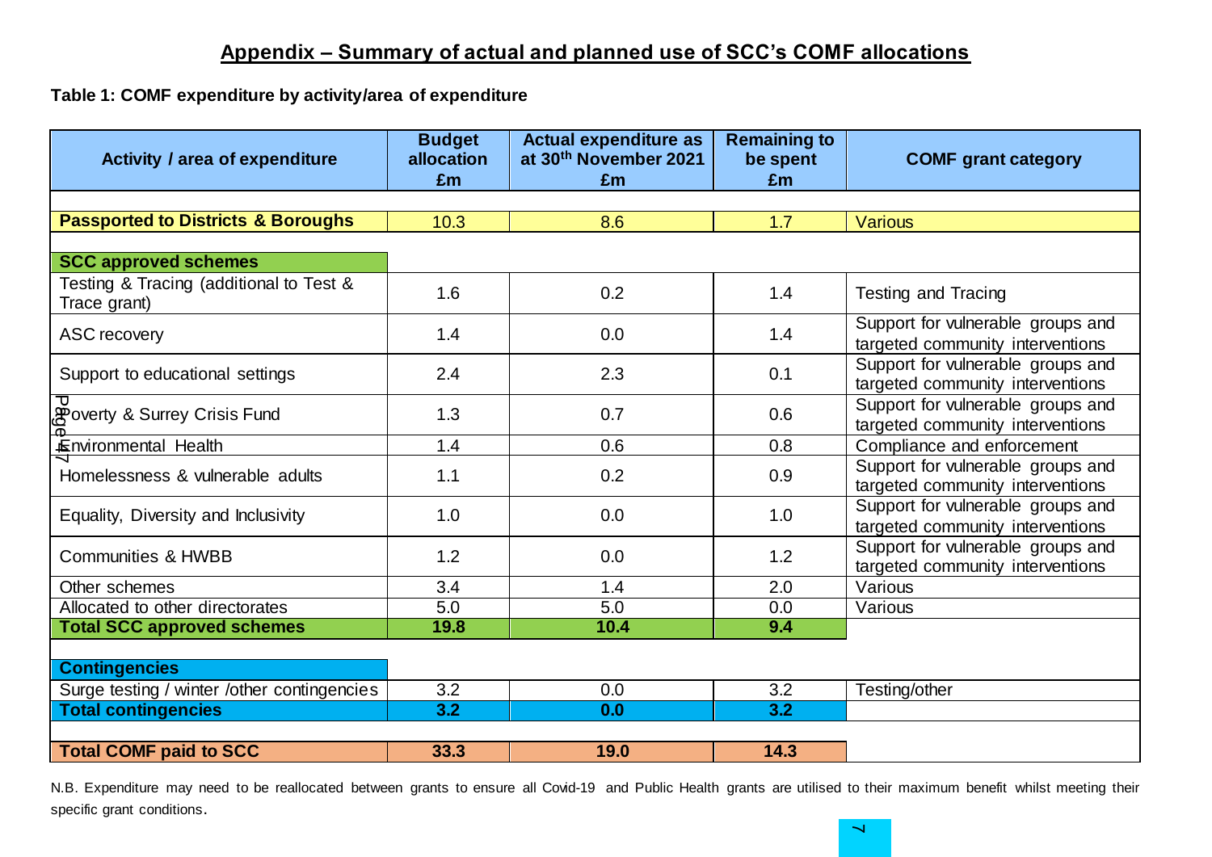## Appendix – Summary of actual and planned use of SCC's COMF allocations

**Table 1: COMF expenditure by activity/area of expenditure**

| Activity / area of expenditure | Budget allocation £m | Actual expenditure as at 30th November 2021 £m | Remaining to be spent £m | COMF grant category |
|---|---|---|---|---|
| **Passported to Districts & Boroughs** | 10.3 | 8.6 | 1.7 | Various |
| **SCC approved schemes** | | | | |
| Testing & Tracing (additional to Test & Trace grant) | 1.6 | 0.2 | 1.4 | Testing and Tracing |
| ASC recovery | 1.4 | 0.0 | 1.4 | Support for vulnerable groups and targeted community interventions |
| Support to educational settings | 2.4 | 2.3 | 0.1 | Support for vulnerable groups and targeted community interventions |
| Poverty & Surrey Crisis Fund | 1.3 | 0.7 | 0.6 | Support for vulnerable groups and targeted community interventions |
| Environmental Health | 1.4 | 0.6 | 0.8 | Compliance and enforcement |
| Homelessness & vulnerable adults | 1.1 | 0.2 | 0.9 | Support for vulnerable groups and targeted community interventions |
| Equality, Diversity and Inclusivity | 1.0 | 0.0 | 1.0 | Support for vulnerable groups and targeted community interventions |
| Communities & HWBB | 1.2 | 0.0 | 1.2 | Support for vulnerable groups and targeted community interventions |
| Other schemes | 3.4 | 1.4 | 2.0 | Various |
| Allocated to other directorates | 5.0 | 5.0 | 0.0 | Various |
| **Total SCC approved schemes** | **19.8** | **10.4** | **9.4** | |
| **Contingencies** | | | | |
| Surge testing / winter /other contingencies | 3.2 | 0.0 | 3.2 | Testing/other |
| **Total contingencies** | **3.2** | **0.0** | **3.2** | |
| **Total COMF paid to SCC** | **33.3** | **19.0** | **14.3** | |

N.B. Expenditure may need to be reallocated between grants to ensure all Covid-19 and Public Health grants are utilised to their maximum benefit whilst meeting their specific grant conditions.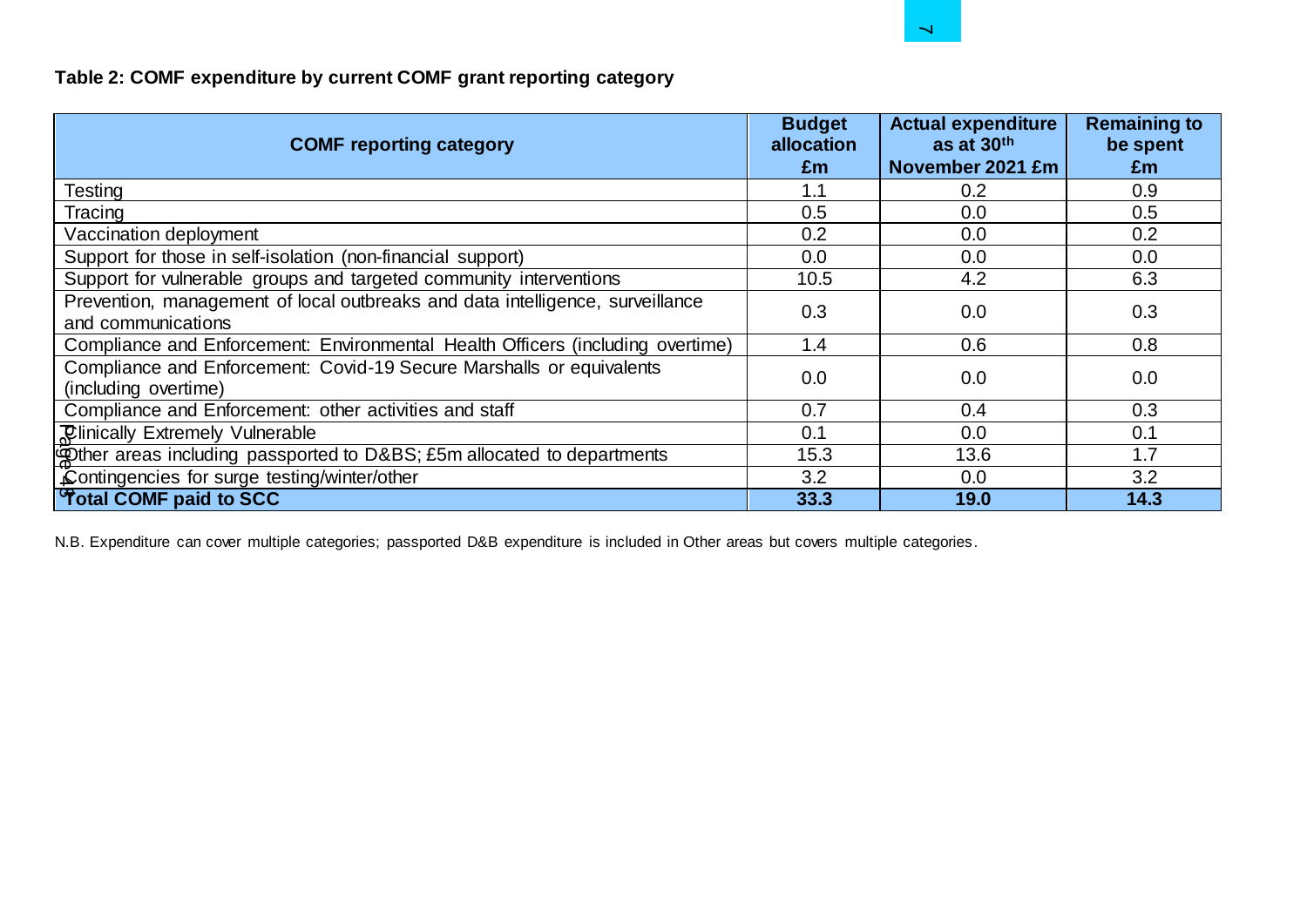**Table 2: COMF expenditure by current COMF grant reporting category**

| COMF reporting category | Budget allocation £m | Actual expenditure as at 30th November 2021 £m | Remaining to be spent £m |
|---|---|---|---|
| Testing | 1.1 | 0.2 | 0.9 |
| Tracing | 0.5 | 0.0 | 0.5 |
| Vaccination deployment | 0.2 | 0.0 | 0.2 |
| Support for those in self-isolation (non-financial support) | 0.0 | 0.0 | 0.0 |
| Support for vulnerable groups and targeted community interventions | 10.5 | 4.2 | 6.3 |
| Prevention, management of local outbreaks and data intelligence, surveillance and communications | 0.3 | 0.0 | 0.3 |
| Compliance and Enforcement: Environmental Health Officers (including overtime) | 1.4 | 0.6 | 0.8 |
| Compliance and Enforcement: Covid-19 Secure Marshalls or equivalents (including overtime) | 0.0 | 0.0 | 0.0 |
| Compliance and Enforcement: other activities and staff | 0.7 | 0.4 | 0.3 |
| Clinically Extremely Vulnerable | 0.1 | 0.0 | 0.1 |
| Other areas including passported to D&BS; £5m allocated to departments | 15.3 | 13.6 | 1.7 |
| Contingencies for surge testing/winter/other | 3.2 | 0.0 | 3.2 |
| **Total COMF paid to SCC** | **33.3** | **19.0** | **14.3** |

N.B. Expenditure can cover multiple categories; passported D&B expenditure is included in Other areas but covers multiple categories.